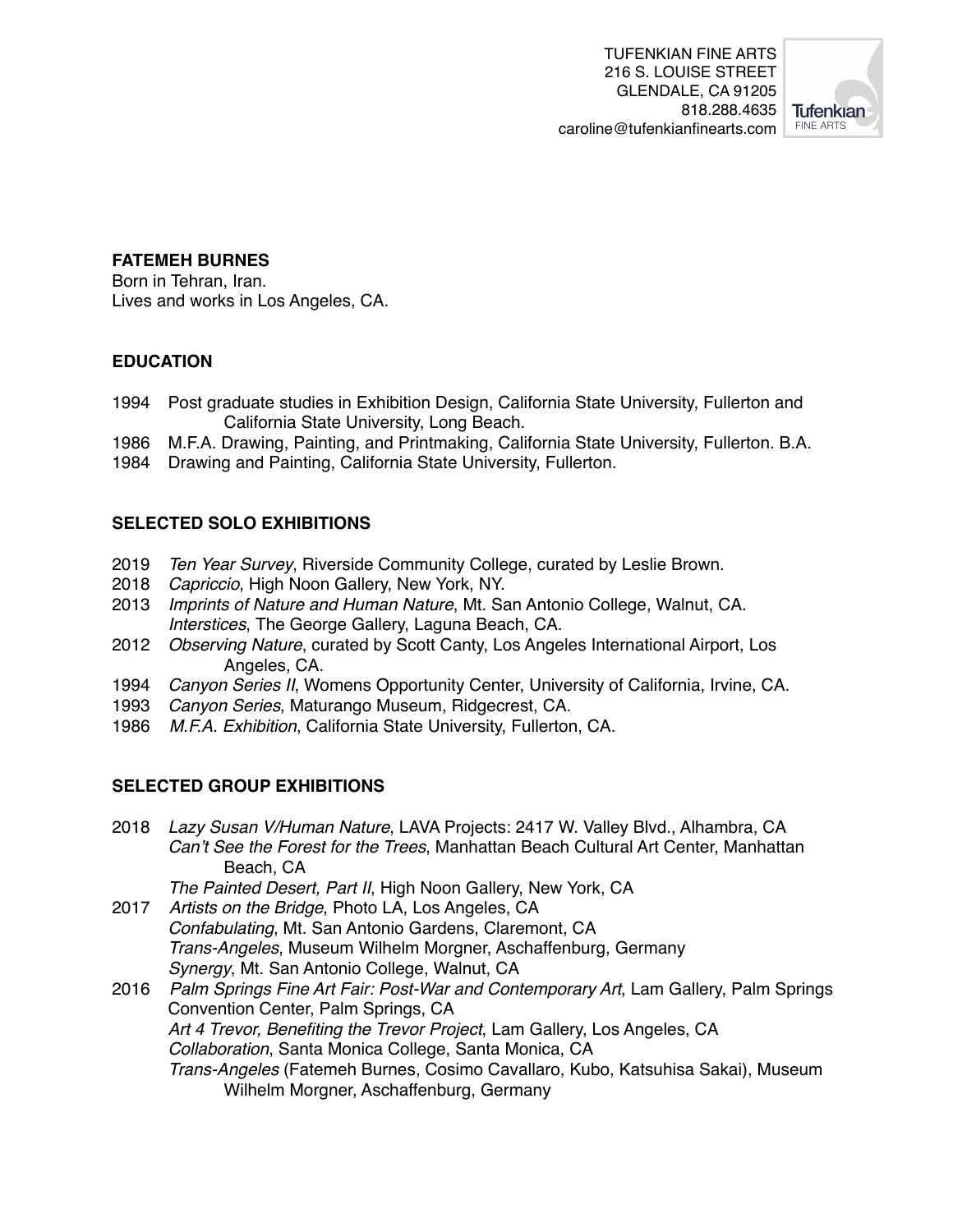TUFENKIAN FINE ARTS
216 S. LOUISE STREET
GLENDALE, CA 91205
818.288.4635
caroline@tufenkianfinearts.com

**FATEMEH BURNES**
Born in Tehran, Iran.
Lives and works in Los Angeles, CA.

## EDUCATION

1994 Post graduate studies in Exhibition Design, California State University, Fullerton and California State University, Long Beach.
1986 M.F.A. Drawing, Painting, and Printmaking, California State University, Fullerton. B.A.
1984 Drawing and Painting, California State University, Fullerton.

## SELECTED SOLO EXHIBITIONS

2019 *Ten Year Survey*, Riverside Community College, curated by Leslie Brown.
2018 *Capriccio*, High Noon Gallery, New York, NY.
2013 *Imprints of Nature and Human Nature*, Mt. San Antonio College, Walnut, CA.
*Interstices*, The George Gallery, Laguna Beach, CA.
2012 *Observing Nature*, curated by Scott Canty, Los Angeles International Airport, Los Angeles, CA.
1994 *Canyon Series II*, Womens Opportunity Center, University of California, Irvine, CA.
1993 *Canyon Series*, Maturango Museum, Ridgecrest, CA.
1986 *M.F.A. Exhibition*, California State University, Fullerton, CA.

## SELECTED GROUP EXHIBITIONS

2018 *Lazy Susan V/Human Nature*, LAVA Projects: 2417 W. Valley Blvd., Alhambra, CA
*Can't See the Forest for the Trees*, Manhattan Beach Cultural Art Center, Manhattan Beach, CA
*The Painted Desert, Part II*, High Noon Gallery, New York, CA
2017 *Artists on the Bridge*, Photo LA, Los Angeles, CA
*Confabulating*, Mt. San Antonio Gardens, Claremont, CA
*Trans-Angeles*, Museum Wilhelm Morgner, Aschaffenburg, Germany
*Synergy*, Mt. San Antonio College, Walnut, CA
2016 *Palm Springs Fine Art Fair: Post-War and Contemporary Art*, Lam Gallery, Palm Springs Convention Center, Palm Springs, CA
*Art 4 Trevor, Benefiting the Trevor Project*, Lam Gallery, Los Angeles, CA
*Collaboration*, Santa Monica College, Santa Monica, CA
*Trans-Angeles* (Fatemeh Burnes, Cosimo Cavallaro, Kubo, Katsuhisa Sakai), Museum Wilhelm Morgner, Aschaffenburg, Germany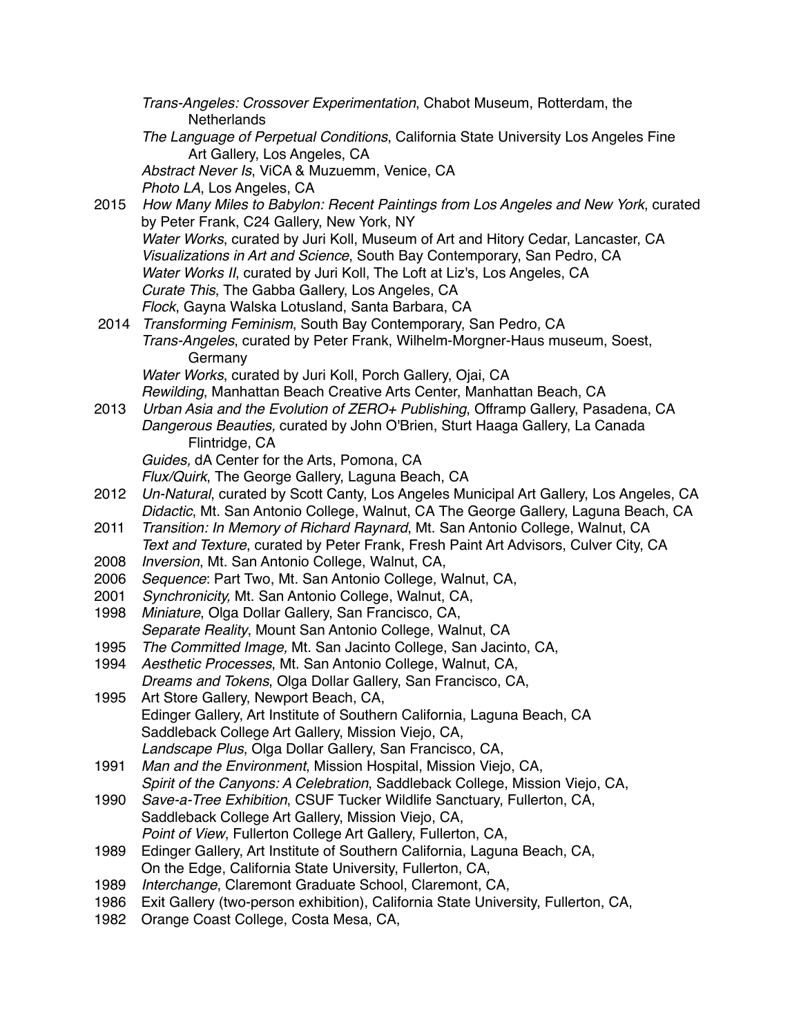*Trans-Angeles: Crossover Experimentation*, Chabot Museum, Rotterdam, the Netherlands
*The Language of Perpetual Conditions*, California State University Los Angeles Fine Art Gallery, Los Angeles, CA
*Abstract Never Is*, ViCA & Muzuemm, Venice, CA
*Photo LA*, Los Angeles, CA

2015 *How Many Miles to Babylon: Recent Paintings from Los Angeles and New York*, curated by Peter Frank, C24 Gallery, New York, NY
*Water Works*, curated by Juri Koll, Museum of Art and Hitory Cedar, Lancaster, CA
*Visualizations in Art and Science*, South Bay Contemporary, San Pedro, CA
*Water Works II*, curated by Juri Koll, The Loft at Liz's, Los Angeles, CA
*Curate This*, The Gabba Gallery, Los Angeles, CA
*Flock*, Gayna Walska Lotusland, Santa Barbara, CA

2014 *Transforming Feminism*, South Bay Contemporary, San Pedro, CA
*Trans-Angeles*, curated by Peter Frank, Wilhelm-Morgner-Haus museum, Soest, Germany
*Water Works*, curated by Juri Koll, Porch Gallery, Ojai, CA
*Rewilding*, Manhattan Beach Creative Arts Center, Manhattan Beach, CA

2013 *Urban Asia and the Evolution of ZERO+ Publishing*, Offramp Gallery, Pasadena, CA
*Dangerous Beauties,* curated by John O'Brien, Sturt Haaga Gallery, La Canada Flintridge, CA
*Guides,* dA Center for the Arts, Pomona, CA
*Flux/Quirk*, The George Gallery, Laguna Beach, CA

2012 *Un-Natural*, curated by Scott Canty, Los Angeles Municipal Art Gallery, Los Angeles, CA
*Didactic*, Mt. San Antonio College, Walnut, CA The George Gallery, Laguna Beach, CA

2011 *Transition: In Memory of Richard Raynard*, Mt. San Antonio College, Walnut, CA
*Text and Texture*, curated by Peter Frank, Fresh Paint Art Advisors, Culver City, CA

2008 *Inversion*, Mt. San Antonio College, Walnut, CA,

2006 *Sequence*: Part Two, Mt. San Antonio College, Walnut, CA,

2001 *Synchronicity,* Mt. San Antonio College, Walnut, CA,

1998 *Miniature*, Olga Dollar Gallery, San Francisco, CA,
*Separate Reality*, Mount San Antonio College, Walnut, CA

1995 *The Committed Image,* Mt. San Jacinto College, San Jacinto, CA,

1994 *Aesthetic Processes*, Mt. San Antonio College, Walnut, CA,
*Dreams and Tokens*, Olga Dollar Gallery, San Francisco, CA,

1995 Art Store Gallery, Newport Beach, CA,
Edinger Gallery, Art Institute of Southern California, Laguna Beach, CA
Saddleback College Art Gallery, Mission Viejo, CA,
*Landscape Plus*, Olga Dollar Gallery, San Francisco, CA,

1991 *Man and the Environment*, Mission Hospital, Mission Viejo, CA,
*Spirit of the Canyons: A Celebration*, Saddleback College, Mission Viejo, CA,

1990 *Save-a-Tree Exhibition*, CSUF Tucker Wildlife Sanctuary, Fullerton, CA,
Saddleback College Art Gallery, Mission Viejo, CA,
*Point of View*, Fullerton College Art Gallery, Fullerton, CA,

1989 Edinger Gallery, Art Institute of Southern California, Laguna Beach, CA,
On the Edge, California State University, Fullerton, CA,

1989 *Interchange*, Claremont Graduate School, Claremont, CA,

1986 Exit Gallery (two-person exhibition), California State University, Fullerton, CA,

1982 Orange Coast College, Costa Mesa, CA,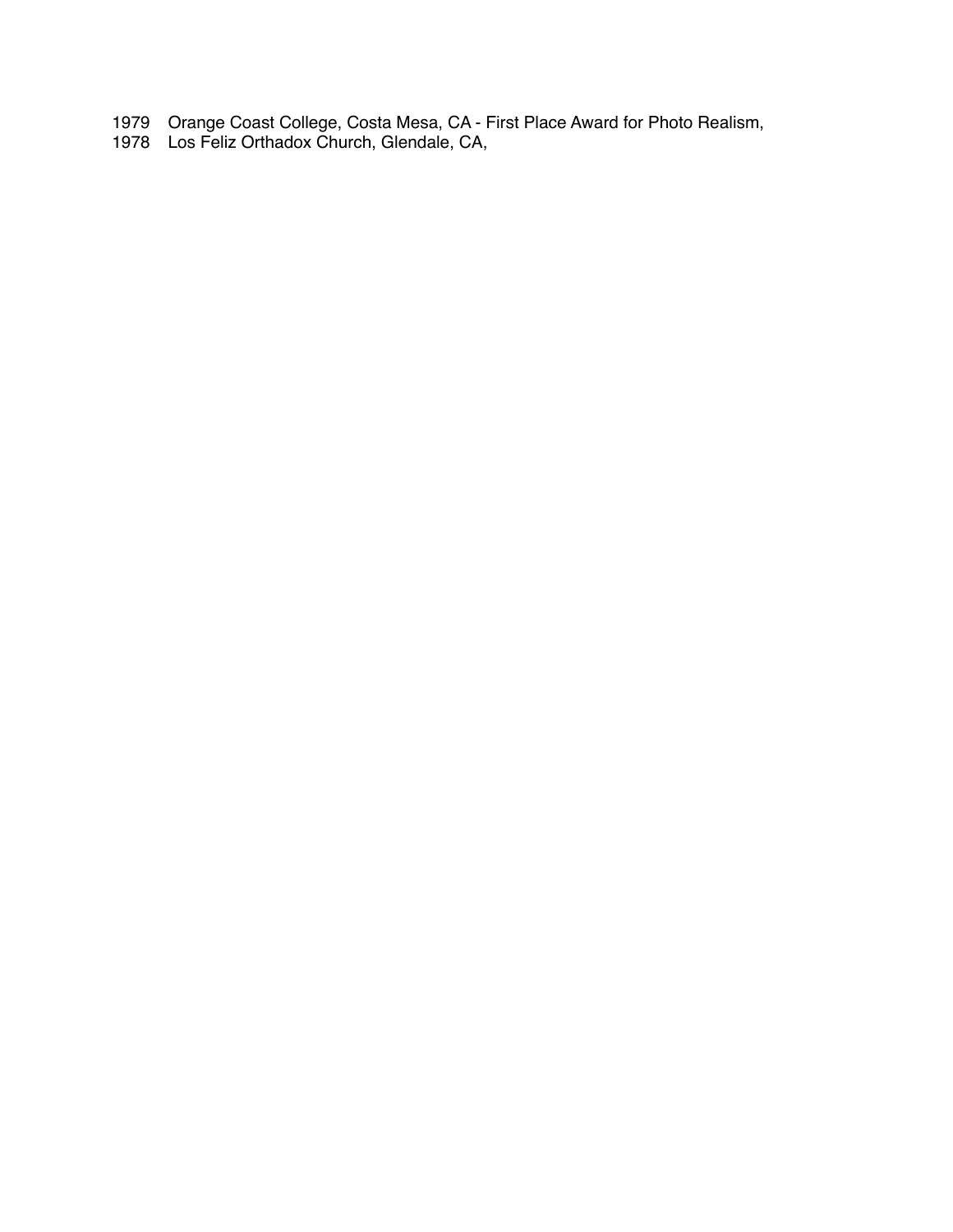1979 Orange Coast College, Costa Mesa, CA - First Place Award for Photo Realism,

1978 Los Feliz Orthadox Church, Glendale, CA,